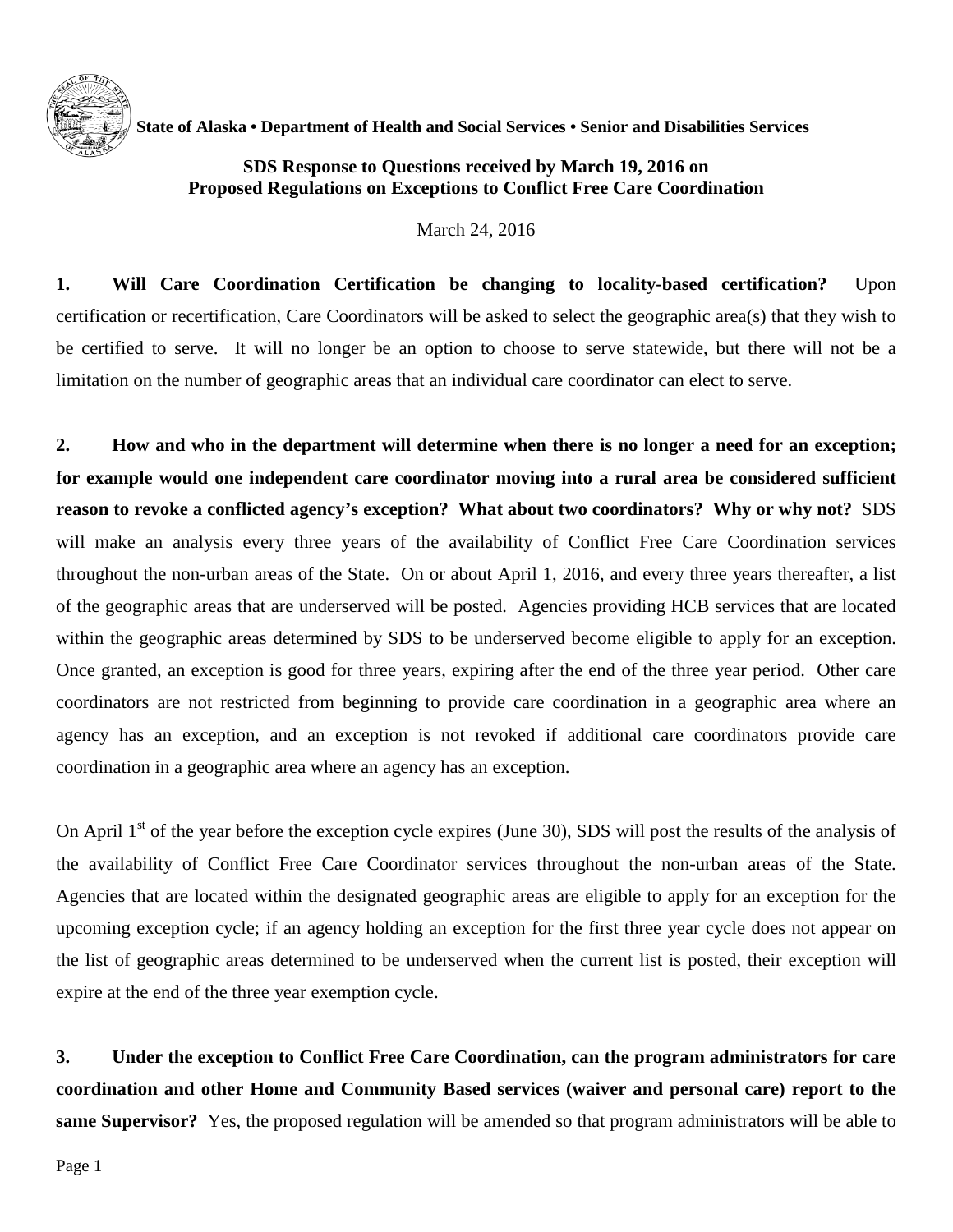**State of Alaska • Department of Health and Social Services • Senior and Disabilities Services**

## SDS Response to Questions received by March 19, 2016 on Proposed Regulations on Exceptions to Conflict Free Care Coordination

March 24, 2016

**1. Will Care Coordination Certification be changing to locality-based certification?** Upon certification or recertification, Care Coordinators will be asked to select the geographic area(s) that they wish to be certified to serve. It will no longer be an option to choose to serve statewide, but there will not be a limitation on the number of geographic areas that an individual care coordinator can elect to serve.

**2. How and who in the department will determine when there is no longer a need for an exception; for example would one independent care coordinator moving into a rural area be considered sufficient reason to revoke a conflicted agency's exception? What about two coordinators? Why or why not?** SDS will make an analysis every three years of the availability of Conflict Free Care Coordination services throughout the non-urban areas of the State. On or about April 1, 2016, and every three years thereafter, a list of the geographic areas that are underserved will be posted. Agencies providing HCB services that are located within the geographic areas determined by SDS to be underserved become eligible to apply for an exception. Once granted, an exception is good for three years, expiring after the end of the three year period. Other care coordinators are not restricted from beginning to provide care coordination in a geographic area where an agency has an exception, and an exception is not revoked if additional care coordinators provide care coordination in a geographic area where an agency has an exception.

On April 1st of the year before the exception cycle expires (June 30), SDS will post the results of the analysis of the availability of Conflict Free Care Coordinator services throughout the non-urban areas of the State. Agencies that are located within the designated geographic areas are eligible to apply for an exception for the upcoming exception cycle; if an agency holding an exception for the first three year cycle does not appear on the list of geographic areas determined to be underserved when the current list is posted, their exception will expire at the end of the three year exemption cycle.

**3. Under the exception to Conflict Free Care Coordination, can the program administrators for care coordination and other Home and Community Based services (waiver and personal care) report to the same Supervisor?** Yes, the proposed regulation will be amended so that program administrators will be able to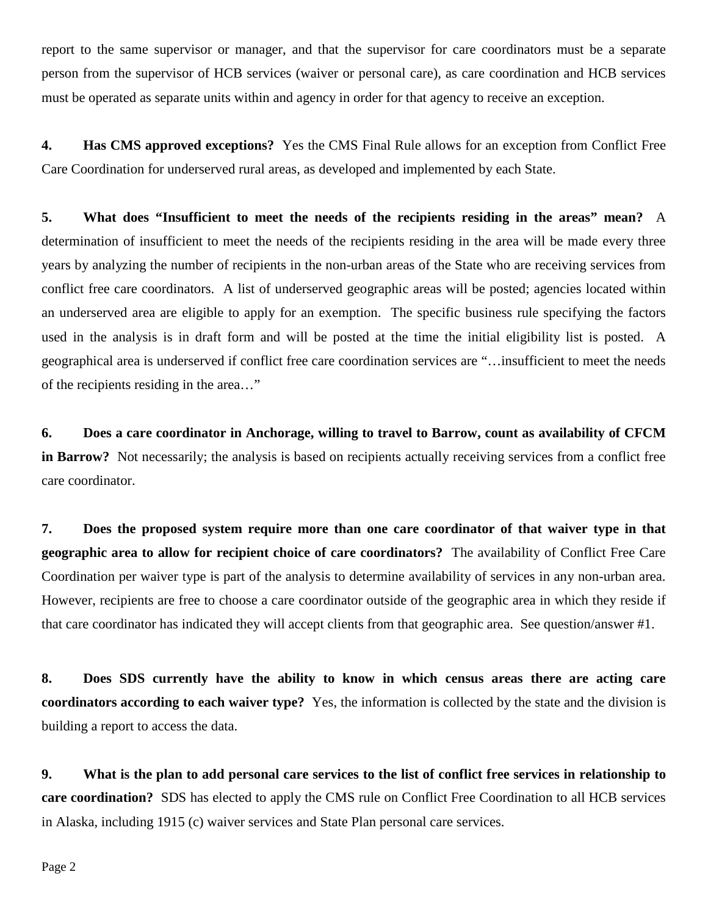report to the same supervisor or manager, and that the supervisor for care coordinators must be a separate person from the supervisor of HCB services (waiver or personal care), as care coordination and HCB services must be operated as separate units within and agency in order for that agency to receive an exception.

**4. Has CMS approved exceptions?** Yes the CMS Final Rule allows for an exception from Conflict Free Care Coordination for underserved rural areas, as developed and implemented by each State.

**5. What does "Insufficient to meet the needs of the recipients residing in the areas" mean?** A determination of insufficient to meet the needs of the recipients residing in the area will be made every three years by analyzing the number of recipients in the non-urban areas of the State who are receiving services from conflict free care coordinators. A list of underserved geographic areas will be posted; agencies located within an underserved area are eligible to apply for an exemption. The specific business rule specifying the factors used in the analysis is in draft form and will be posted at the time the initial eligibility list is posted. A geographical area is underserved if conflict free care coordination services are "…insufficient to meet the needs of the recipients residing in the area…"

**6. Does a care coordinator in Anchorage, willing to travel to Barrow, count as availability of CFCM in Barrow?** Not necessarily; the analysis is based on recipients actually receiving services from a conflict free care coordinator.

**7. Does the proposed system require more than one care coordinator of that waiver type in that geographic area to allow for recipient choice of care coordinators?** The availability of Conflict Free Care Coordination per waiver type is part of the analysis to determine availability of services in any non-urban area. However, recipients are free to choose a care coordinator outside of the geographic area in which they reside if that care coordinator has indicated they will accept clients from that geographic area. See question/answer #1.

**8. Does SDS currently have the ability to know in which census areas there are acting care coordinators according to each waiver type?** Yes, the information is collected by the state and the division is building a report to access the data.

**9. What is the plan to add personal care services to the list of conflict free services in relationship to care coordination?** SDS has elected to apply the CMS rule on Conflict Free Coordination to all HCB services in Alaska, including 1915 (c) waiver services and State Plan personal care services.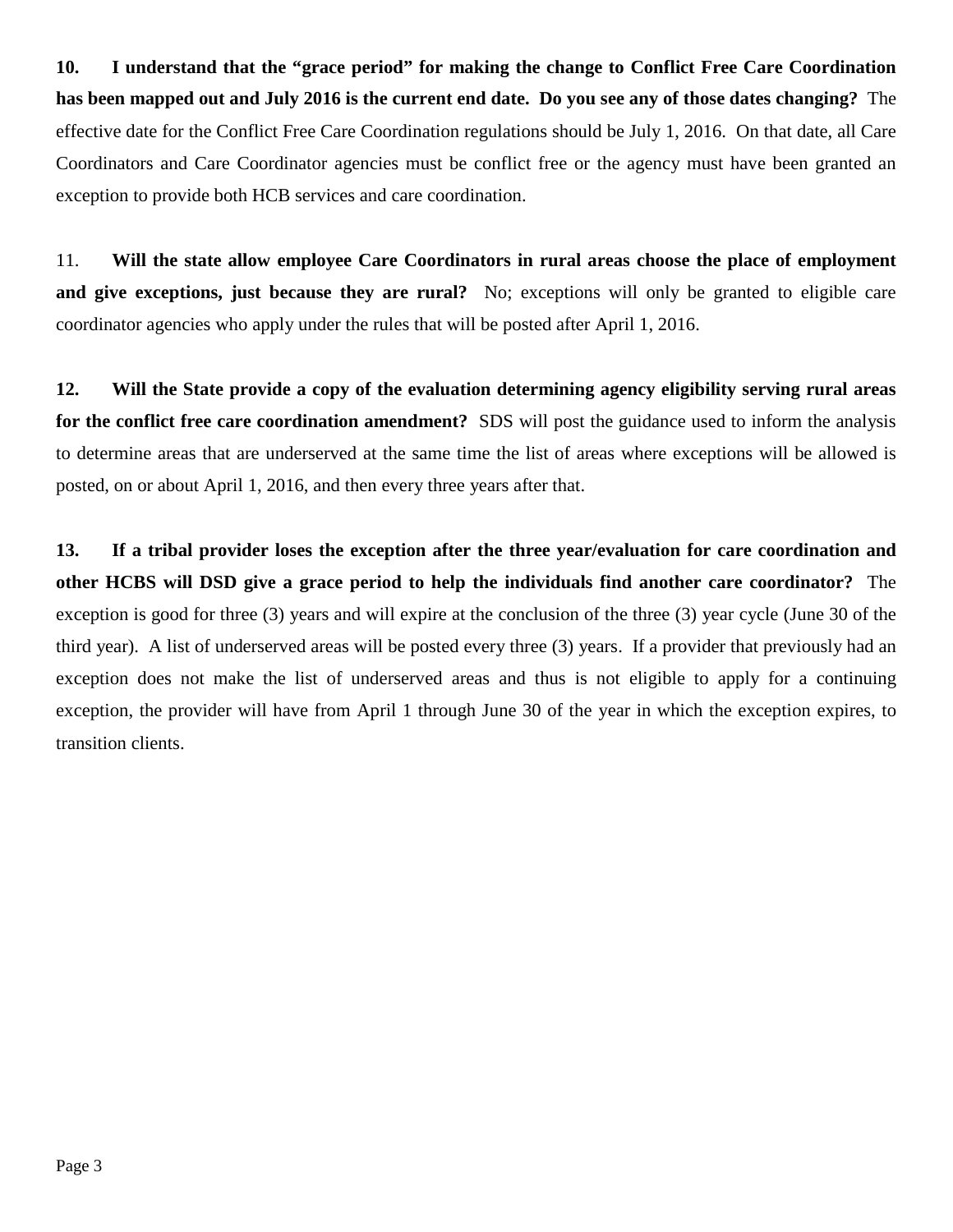**10. I understand that the "grace period" for making the change to Conflict Free Care Coordination has been mapped out and July 2016 is the current end date. Do you see any of those dates changing?** The effective date for the Conflict Free Care Coordination regulations should be July 1, 2016. On that date, all Care Coordinators and Care Coordinator agencies must be conflict free or the agency must have been granted an exception to provide both HCB services and care coordination.

11. **Will the state allow employee Care Coordinators in rural areas choose the place of employment and give exceptions, just because they are rural?** No; exceptions will only be granted to eligible care coordinator agencies who apply under the rules that will be posted after April 1, 2016.

**12. Will the State provide a copy of the evaluation determining agency eligibility serving rural areas for the conflict free care coordination amendment?** SDS will post the guidance used to inform the analysis to determine areas that are underserved at the same time the list of areas where exceptions will be allowed is posted, on or about April 1, 2016, and then every three years after that.

**13. If a tribal provider loses the exception after the three year/evaluation for care coordination and other HCBS will DSD give a grace period to help the individuals find another care coordinator?** The exception is good for three (3) years and will expire at the conclusion of the three (3) year cycle (June 30 of the third year). A list of underserved areas will be posted every three (3) years. If a provider that previously had an exception does not make the list of underserved areas and thus is not eligible to apply for a continuing exception, the provider will have from April 1 through June 30 of the year in which the exception expires, to transition clients.